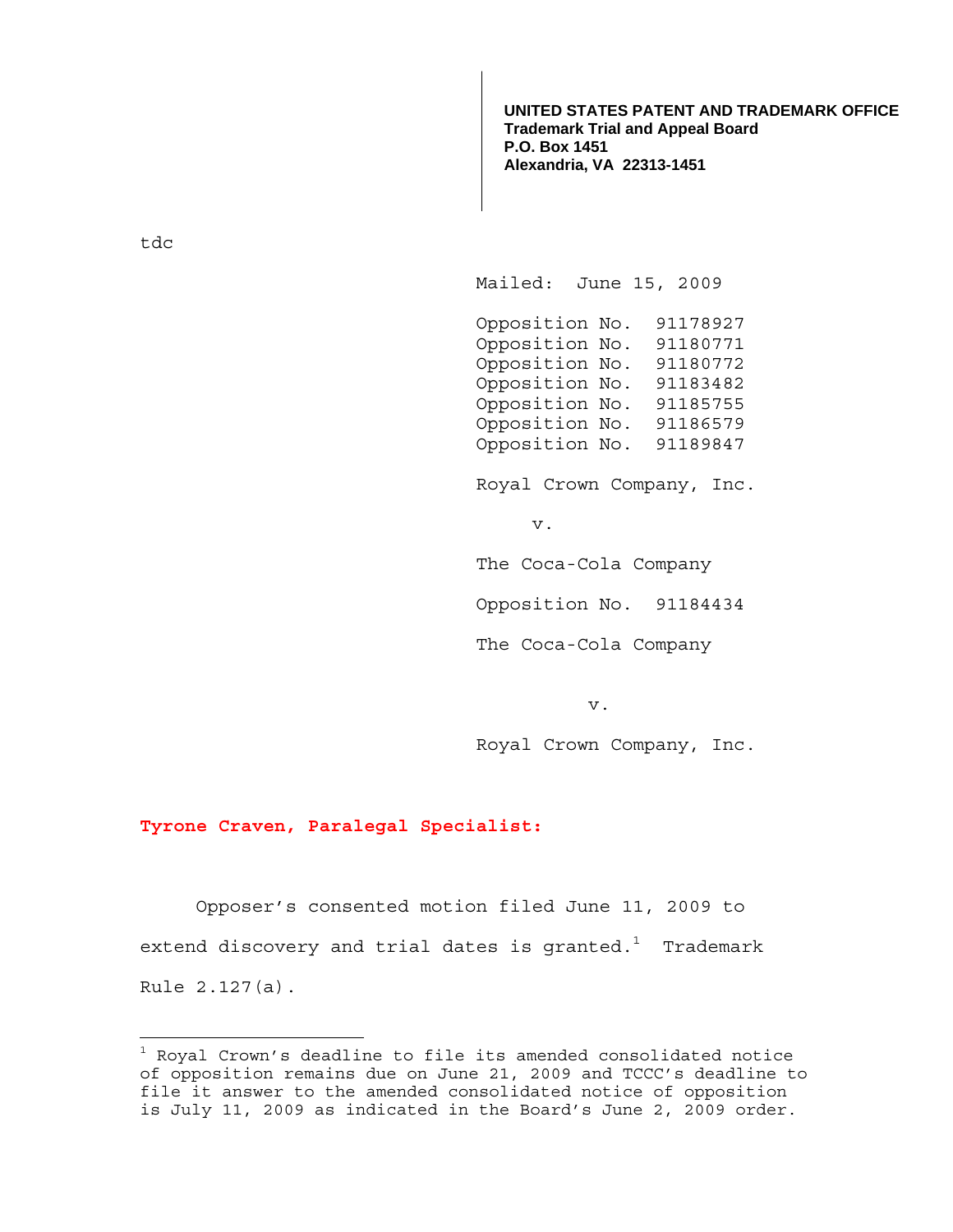**UNITED STATES PATENT AND TRADEMARK OFFICE**
**Trademark Trial and Appeal Board**
**P.O. Box 1451**
**Alexandria, VA 22313-1451**

tdc

Mailed: June 15, 2009

Opposition No. 91178927
Opposition No. 91180771
Opposition No. 91180772
Opposition No. 91183482
Opposition No. 91185755
Opposition No. 91186579
Opposition No. 91189847

Royal Crown Company, Inc.

v.

The Coca-Cola Company

Opposition No. 91184434

The Coca-Cola Company

v.

Royal Crown Company, Inc.

**Tyrone Craven, Paralegal Specialist:**

Opposer's consented motion filed June 11, 2009 to extend discovery and trial dates is granted.[1] Trademark Rule 2.127(a).

---

[1] Royal Crown's deadline to file its amended consolidated notice of opposition remains due on June 21, 2009 and TCCC's deadline to file it answer to the amended consolidated notice of opposition is July 11, 2009 as indicated in the Board's June 2, 2009 order.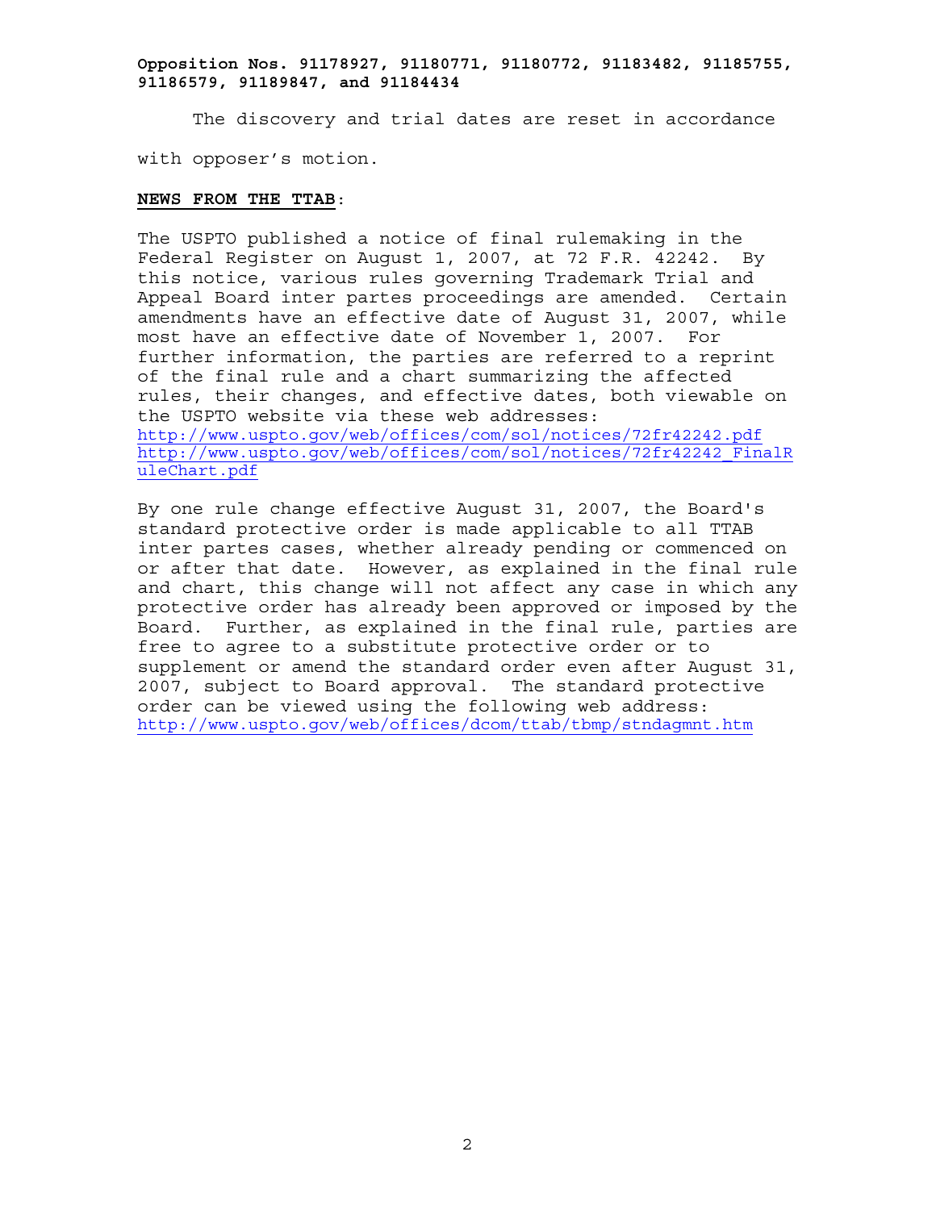**Opposition Nos. 91178927, 91180771, 91180772, 91183482, 91185755, 91186579, 91189847, and 91184434**

The discovery and trial dates are reset in accordance with opposer's motion.

**NEWS FROM THE TTAB**:

The USPTO published a notice of final rulemaking in the Federal Register on August 1, 2007, at 72 F.R. 42242. By this notice, various rules governing Trademark Trial and Appeal Board inter partes proceedings are amended. Certain amendments have an effective date of August 31, 2007, while most have an effective date of November 1, 2007. For further information, the parties are referred to a reprint of the final rule and a chart summarizing the affected rules, their changes, and effective dates, both viewable on the USPTO website via these web addresses:
http://www.uspto.gov/web/offices/com/sol/notices/72fr42242.pdf
http://www.uspto.gov/web/offices/com/sol/notices/72fr42242_FinalRuleChart.pdf

By one rule change effective August 31, 2007, the Board's standard protective order is made applicable to all TTAB inter partes cases, whether already pending or commenced on or after that date. However, as explained in the final rule and chart, this change will not affect any case in which any protective order has already been approved or imposed by the Board. Further, as explained in the final rule, parties are free to agree to a substitute protective order or to supplement or amend the standard order even after August 31, 2007, subject to Board approval. The standard protective order can be viewed using the following web address:
http://www.uspto.gov/web/offices/dcom/ttab/tbmp/stndagmnt.htm